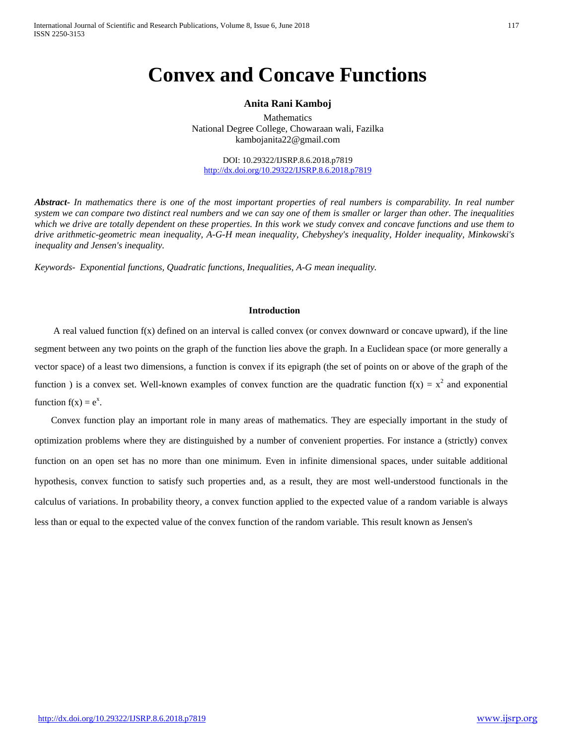# Convex and Concave Functions

**Anita Rani Kamboj**

Mathematics
National Degree College, Chowaraan wali, Fazilka
kambojanita22@gmail.com

DOI: 10.29322/IJSRP.8.6.2018.p7819
http://dx.doi.org/10.29322/IJSRP.8.6.2018.p7819

***Abstract-*** *In mathematics there is one of the most important properties of real numbers is comparability. In real number system we can compare two distinct real numbers and we can say one of them is smaller or larger than other. The inequalities which we drive are totally dependent on these properties. In this work we study convex and concave functions and use them to drive arithmetic-geometric mean inequality, A-G-H mean inequality, Chebyshey's inequality, Holder inequality, Minkowski's inequality and Jensen's inequality.*

*Keywords- Exponential functions, Quadratic functions, Inequalities, A-G mean inequality.*

### Introduction

A real valued function f(x) defined on an interval is called convex (or convex downward or concave upward), if the line segment between any two points on the graph of the function lies above the graph. In a Euclidean space (or more generally a vector space) of a least two dimensions, a function is convex if its epigraph (the set of points on or above of the graph of the function ) is a convex set. Well-known examples of convex function are the quadratic function $f(x) = x^2$ and exponential function $f(x) = e^x$.

Convex function play an important role in many areas of mathematics. They are especially important in the study of optimization problems where they are distinguished by a number of convenient properties. For instance a (strictly) convex function on an open set has no more than one minimum. Even in infinite dimensional spaces, under suitable additional hypothesis, convex function to satisfy such properties and, as a result, they are most well-understood functionals in the calculus of variations. In probability theory, a convex function applied to the expected value of a random variable is always less than or equal to the expected value of the convex function of the random variable. This result known as Jensen's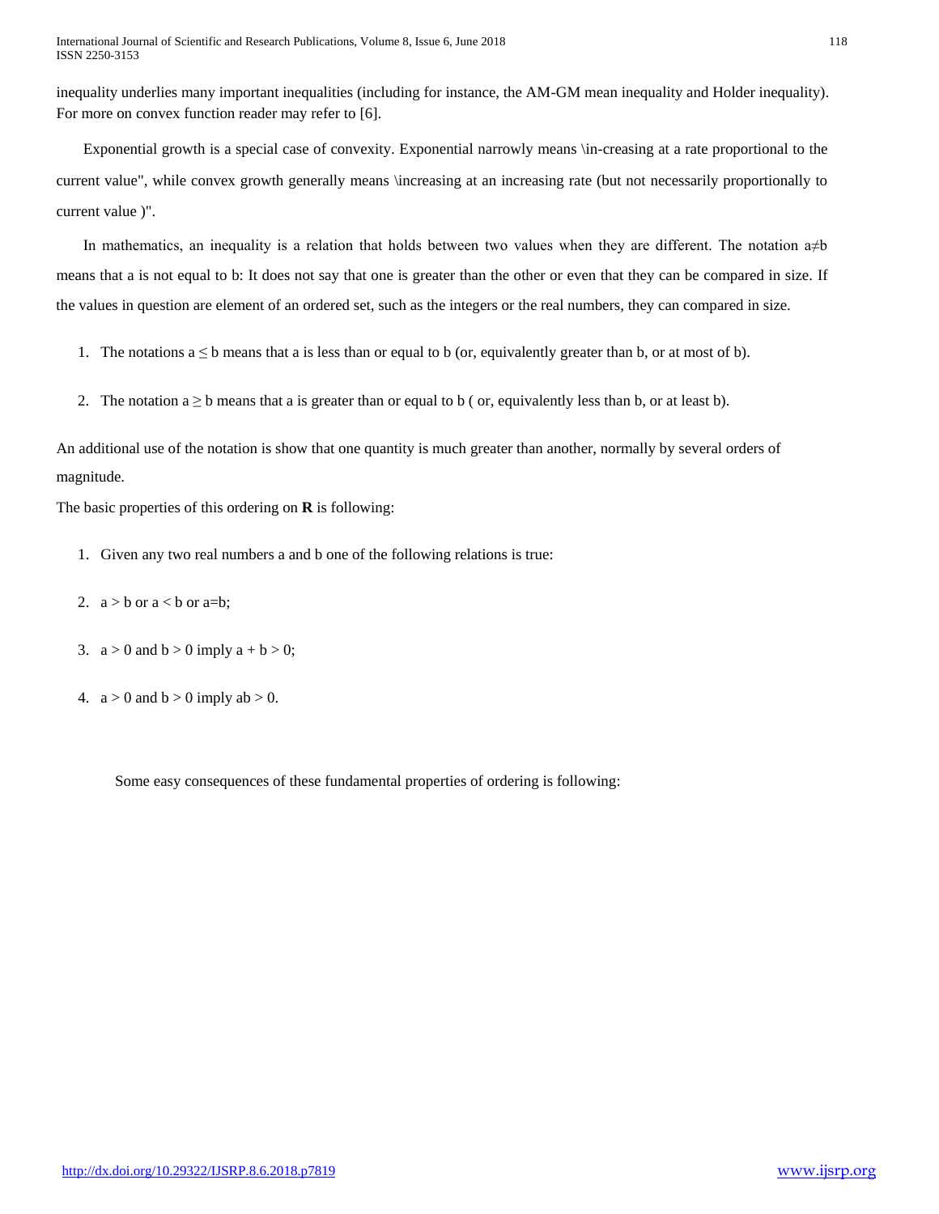inequality underlies many important inequalities (including for instance, the AM-GM mean inequality and Holder inequality). For more on convex function reader may refer to [6].

Exponential growth is a special case of convexity. Exponential narrowly means \in-creasing at a rate proportional to the current value", while convex growth generally means \increasing at an increasing rate (but not necessarily proportionally to current value )".

In mathematics, an inequality is a relation that holds between two values when they are different. The notation $a \neq b$ means that a is not equal to b: It does not say that one is greater than the other or even that they can be compared in size. If the values in question are element of an ordered set, such as the integers or the real numbers, they can compared in size.

1. The notations $a \leq b$ means that a is less than or equal to b (or, equivalently greater than b, or at most of b).
2. The notation $a \geq b$ means that a is greater than or equal to b ( or, equivalently less than b, or at least b).

An additional use of the notation is show that one quantity is much greater than another, normally by several orders of magnitude.

The basic properties of this ordering on **R** is following:

1. Given any two real numbers a and b one of the following relations is true:
2. $a > b$ or $a < b$ or $a=b$;
3. $a > 0$ and $b > 0$ imply $a + b > 0$;
4. $a > 0$ and $b > 0$ imply $ab > 0$.

Some easy consequences of these fundamental properties of ordering is following: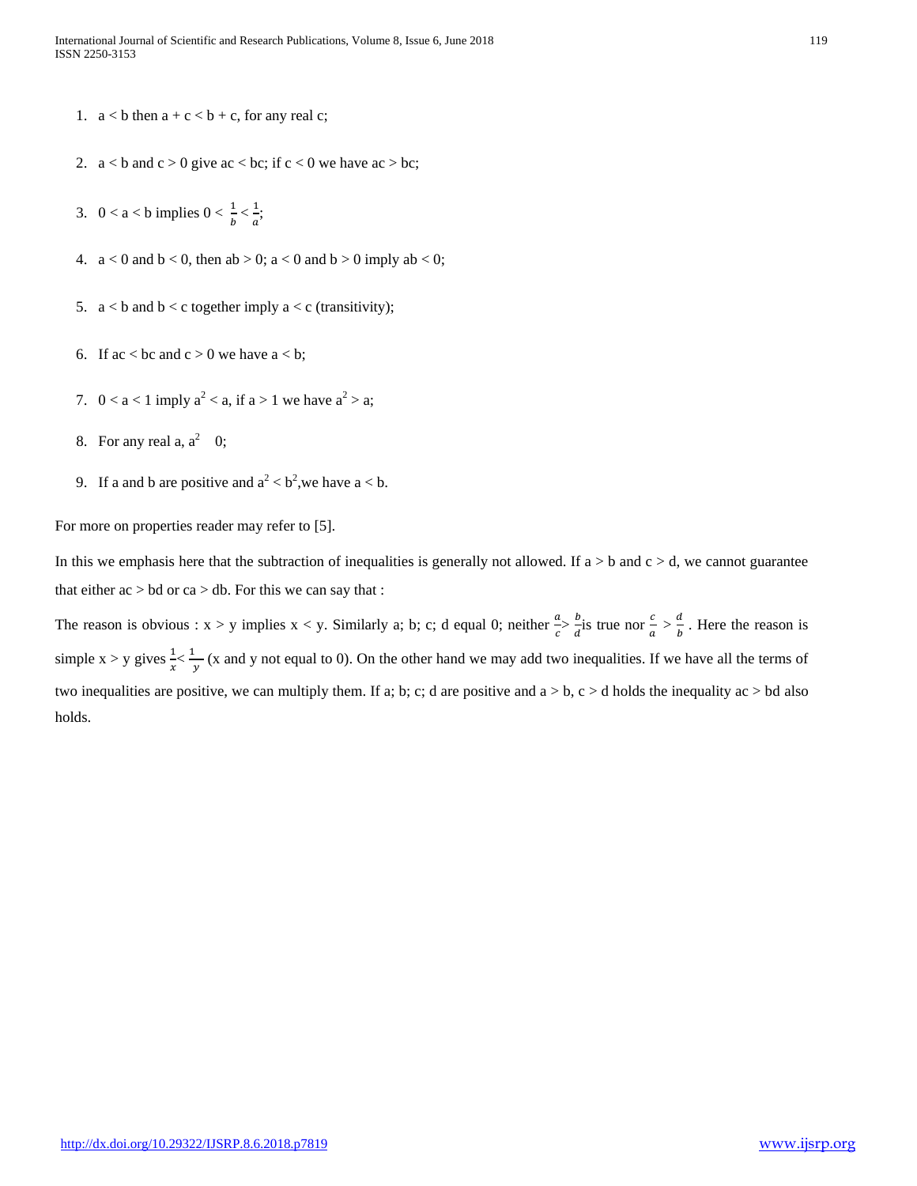1. $a < b$ then $a + c < b + c$, for any real c;

2. $a < b$ and $c > 0$ give $ac < bc$; if $c < 0$ we have $ac > bc$;

3. $0 < a < b$ implies $0 < \frac{1}{b} < \frac{1}{a}$;

4. $a < 0$ and $b < 0$, then $ab > 0$; $a < 0$ and $b > 0$ imply $ab < 0$;

5. $a < b$ and $b < c$ together imply $a < c$ (transitivity);

6. If $ac < bc$ and $c > 0$ we have $a < b$;

7. $0 < a < 1$ imply $a^2 < a$, if $a > 1$ we have $a^2 > a$;

8. For any real a, $a^2$ 0;

9. If a and b are positive and $a^2 < b^2$,we have $a < b$.

For more on properties reader may refer to [5].

In this we emphasis here that the subtraction of inequalities is generally not allowed. If $a > b$ and $c > d$, we cannot guarantee that either $ac > bd$ or $ca > db$. For this we can say that :

The reason is obvious : $x > y$ implies $x < y$. Similarly a; b; c; d equal 0; neither $\frac{a}{c} > \frac{b}{d}$ is true nor $\frac{c}{a} > \frac{d}{b}$. Here the reason is simple $x > y$ gives $\frac{1}{x} < \frac{1}{y}$ (x and y not equal to 0). On the other hand we may add two inequalities. If we have all the terms of two inequalities are positive, we can multiply them. If a; b; c; d are positive and $a > b$, $c > d$ holds the inequality $ac > bd$ also holds.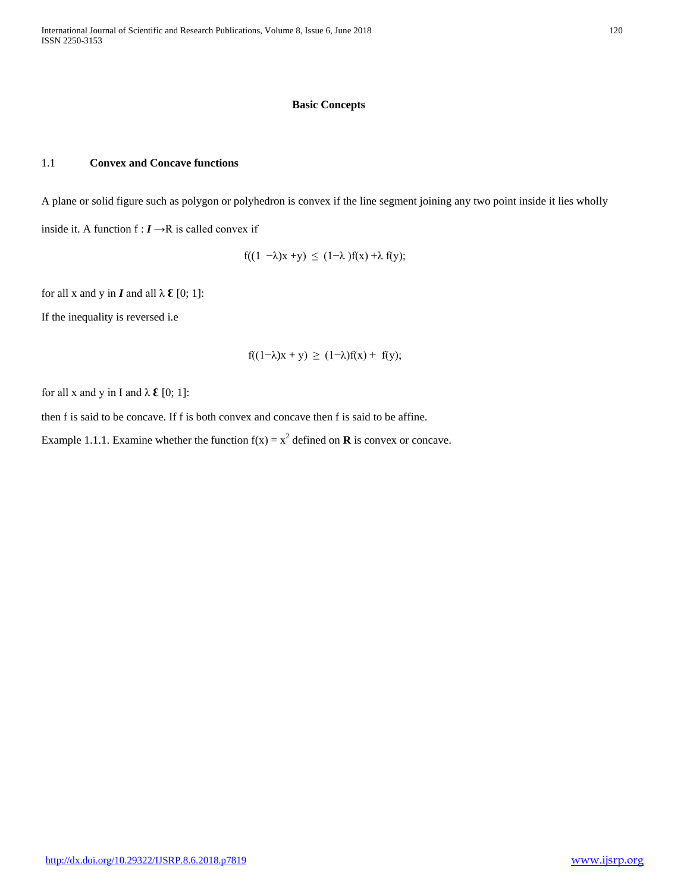## Basic Concepts

### 1.1 **Convex and Concave functions**

A plane or solid figure such as polygon or polyhedron is convex if the line segment joining any two point inside it lies wholly inside it. A function $f : \boldsymbol{I} \rightarrow R$ is called convex if

$$f((1 - \lambda)x + y) \leq (1 - \lambda) f(x) + \lambda f(y);$$

for all x and y in $\boldsymbol{I}$ and all $\lambda$ **Ɛ** [0; 1]:

If the inequality is reversed i.e

$$f((1 - \lambda)x + y) \geq (1 - \lambda) f(x) + f(y);$$

for all x and y in I and $\lambda$ **Ɛ** [0; 1]:

then f is said to be concave. If f is both convex and concave then f is said to be affine.

Example 1.1.1. Examine whether the function $f(x) = x^2$ defined on **R** is convex or concave.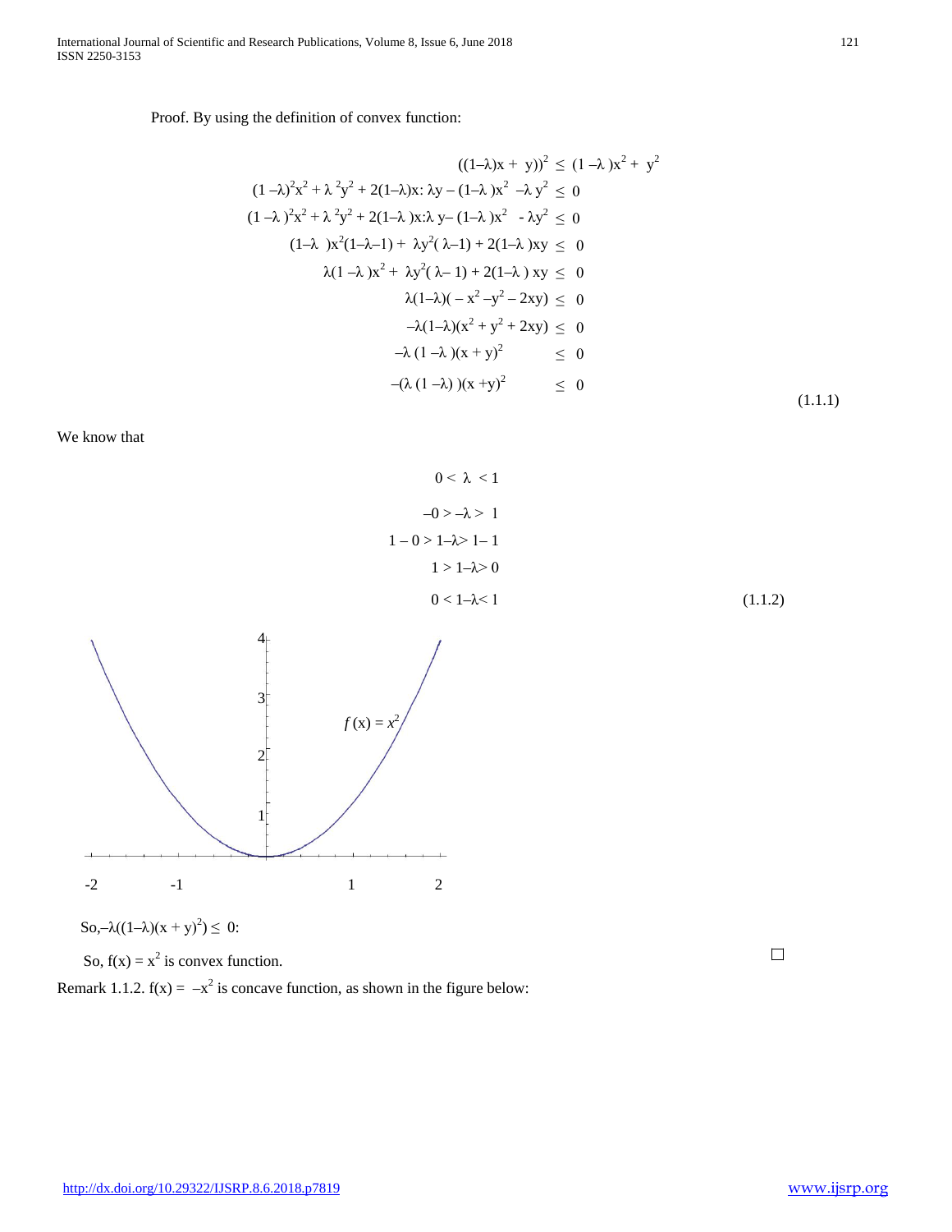Proof. By using the definition of convex function:

$$
\begin{aligned}
((1-\lambda)x + y))^2 &\leq (1-\lambda)x^2 + y^2 \\
(1-\lambda)^2x^2 + \lambda^2y^2 + 2(1-\lambda)x{:}\ \lambda y - (1-\lambda)x^2 - \lambda y^2 &\leq 0 \\
(1-\lambda)^2x^2 + \lambda^2y^2 + 2(1-\lambda)x{:}\lambda y - (1-\lambda)x^2 - \lambda y^2 &\leq 0 \\
(1-\lambda)x^2(1-\lambda-1) + \lambda y^2(\lambda-1) + 2(1-\lambda)xy &\leq 0 \\
\lambda(1-\lambda)x^2 + \lambda y^2(\lambda-1) + 2(1-\lambda)xy &\leq 0 \\
\lambda(1-\lambda)(-x^2 - y^2 - 2xy) &\leq 0 \\
-\lambda(1-\lambda)(x^2 + y^2 + 2xy) &\leq 0 \\
-\lambda(1-\lambda)(x+y)^2 &\leq 0 \\
-(\lambda(1-\lambda))(x+y)^2 &\leq 0
\end{aligned}
\tag{1.1.1}
$$

We know that

$$
\begin{aligned}
0 < \lambda &< 1 \\
-0 > -\lambda &> 1 \\
1 - 0 > 1-\lambda &> 1-1 \\
1 > 1-\lambda &> 0 \\
0 < 1-\lambda &< 1
\end{aligned}
\tag{1.1.2}
$$

So, $-\lambda((1-\lambda)(x+y)^2) \leq 0$:

So, $f(x) = x^2$ is convex function. □

Remark 1.1.2. $f(x) = -x^2$ is concave function, as shown in the figure below: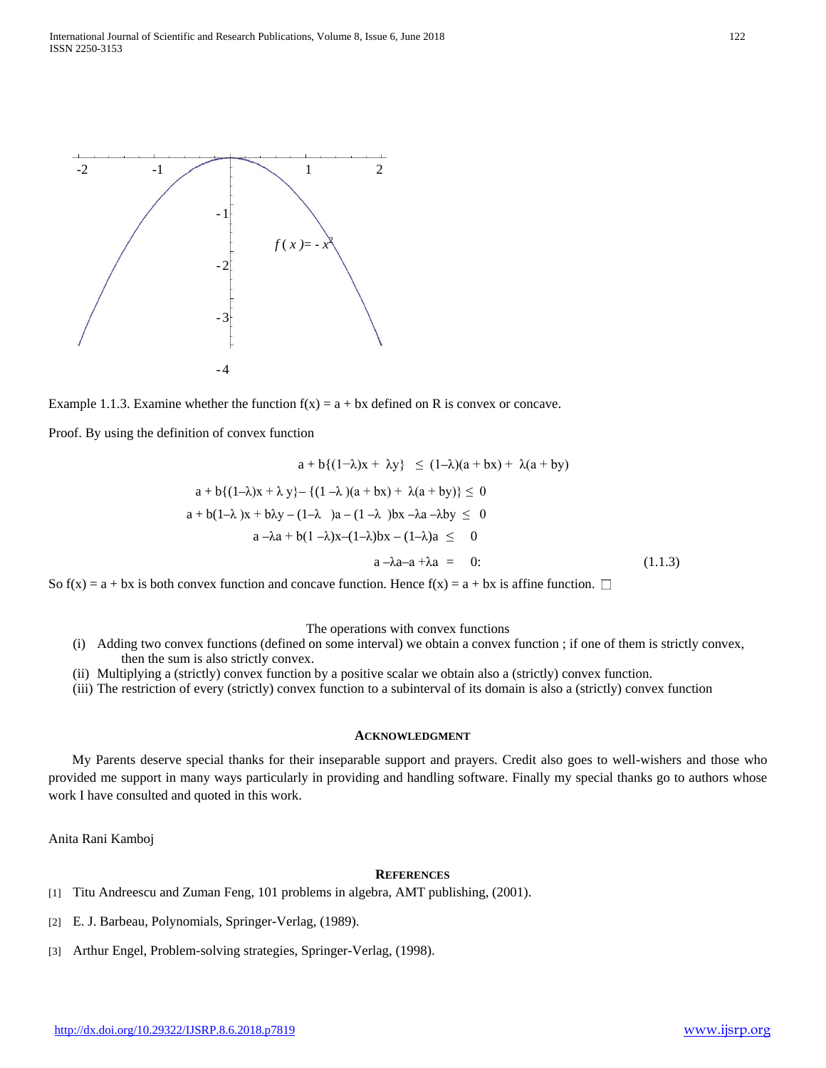Example 1.1.3. Examine whether the function $f(x) = a + bx$ defined on R is convex or concave.

Proof. By using the definition of convex function

$$a + b\{(1-\lambda)x + \lambda y\} \leq (1-\lambda)(a + bx) + \lambda(a + by)$$

$$a + b\{(1-\lambda)x + \lambda y\} - \{(1-\lambda)(a + bx) + \lambda(a + by)\} \leq 0$$

$$a + b(1-\lambda)x + b\lambda y - (1-\lambda)a - (1-\lambda)bx - \lambda a - \lambda by \leq 0$$

$$a - \lambda a + b(1-\lambda)x - (1-\lambda)bx - (1-\lambda)a \leq 0$$

$$a - \lambda a - a + \lambda a = 0: \tag{1.1.3}$$

So $f(x) = a + bx$ is both convex function and concave function. Hence $f(x) = a + bx$ is affine function. □

The operations with convex functions

(i) Adding two convex functions (defined on some interval) we obtain a convex function ; if one of them is strictly convex, then the sum is also strictly convex.
(ii) Multiplying a (strictly) convex function by a positive scalar we obtain also a (strictly) convex function.
(iii) The restriction of every (strictly) convex function to a subinterval of its domain is also a (strictly) convex function

## Acknowledgment

My Parents deserve special thanks for their inseparable support and prayers. Credit also goes to well-wishers and those who provided me support in many ways particularly in providing and handling software. Finally my special thanks go to authors whose work I have consulted and quoted in this work.

Anita Rani Kamboj

## References

[1] Titu Andreescu and Zuman Feng, 101 problems in algebra, AMT publishing, (2001).

[2] E. J. Barbeau, Polynomials, Springer-Verlag, (1989).

[3] Arthur Engel, Problem-solving strategies, Springer-Verlag, (1998).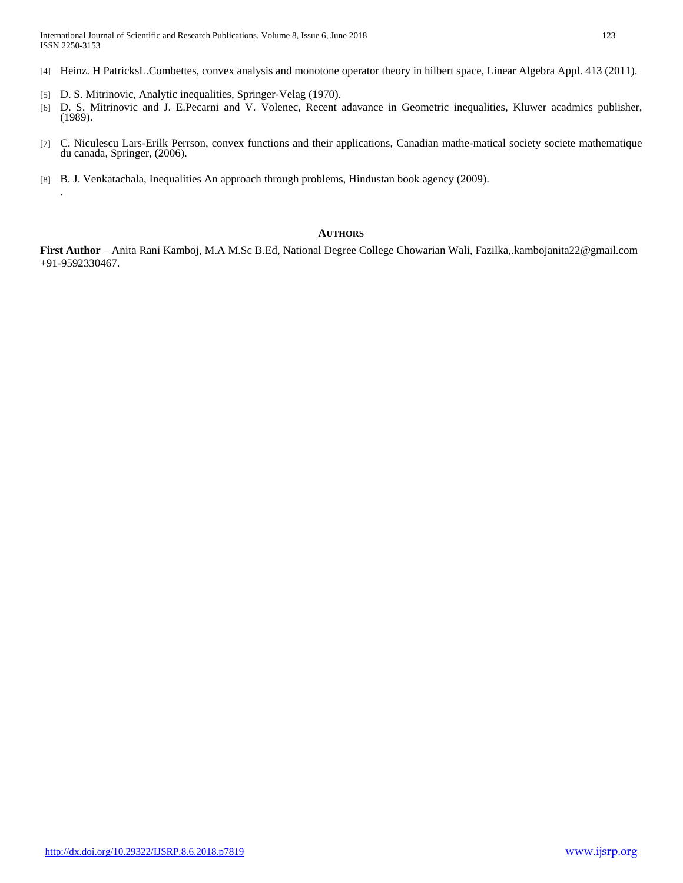[4] Heinz. H PatricksL.Combettes, convex analysis and monotone operator theory in hilbert space, Linear Algebra Appl. 413 (2011).

[5] D. S. Mitrinovic, Analytic inequalities, Springer-Velag (1970).

[6] D. S. Mitrinovic and J. E.Pecarni and V. Volenec, Recent adavance in Geometric inequalities, Kluwer acadmics publisher, (1989).

[7] C. Niculescu Lars-Erilk Perrson, convex functions and their applications, Canadian mathe-matical society societe mathematique du canada, Springer, (2006).

[8] B. J. Venkatachala, Inequalities An approach through problems, Hindustan book agency (2009).

.

## AUTHORS

**First Author** – Anita Rani Kamboj, M.A M.Sc B.Ed, National Degree College Chowarian Wali, Fazilka,.kambojanita22@gmail.com +91-9592330467.